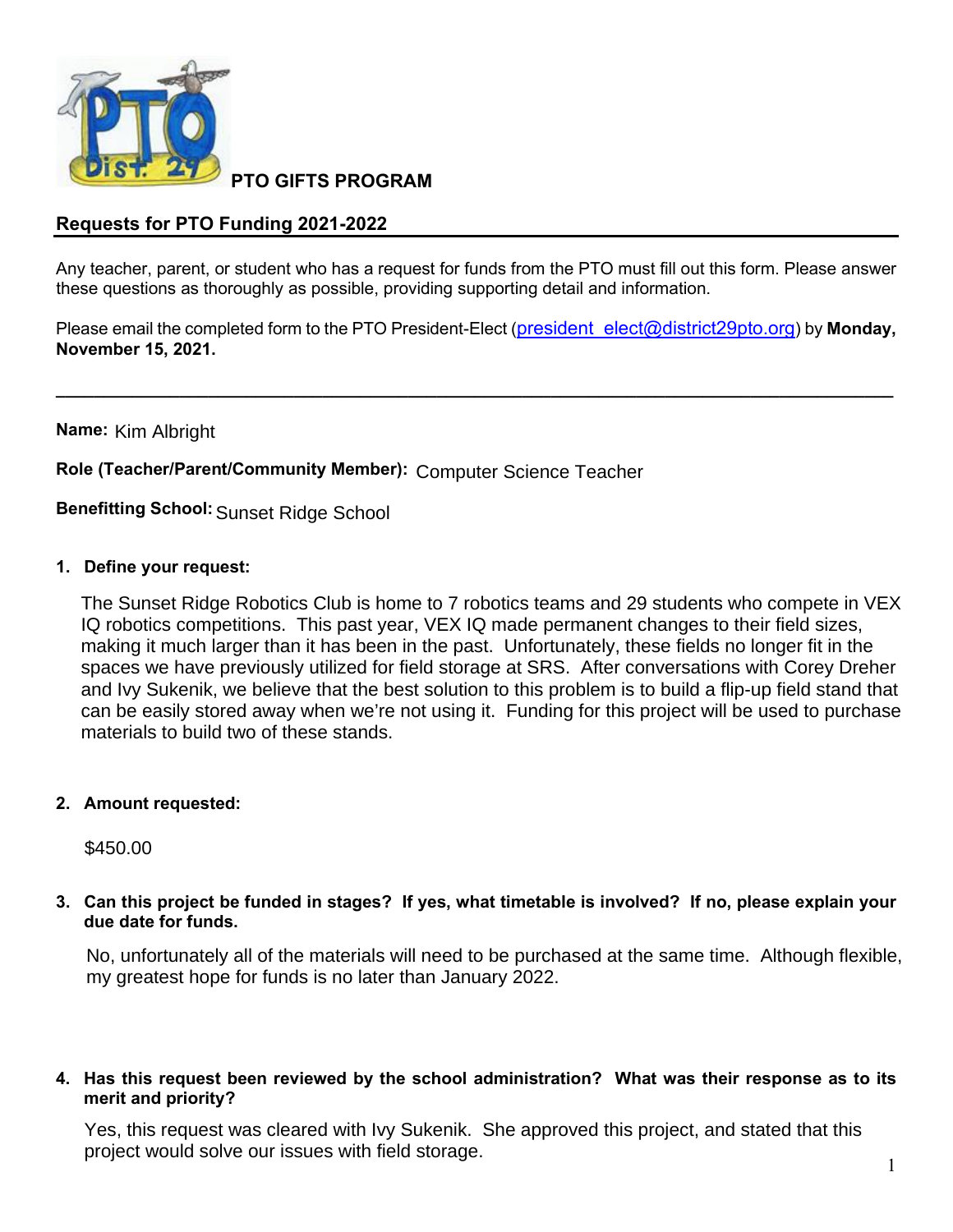**PTO GIFTS PROGRAM**

## Requests for PTO Funding 2021-2022

Any teacher, parent, or student who has a request for funds from the PTO must fill out this form. Please answer these questions as thoroughly as possible, providing supporting detail and information.

Please email the completed form to the PTO President-Elect (president_elect@district29pto.org) by **Monday, November 15, 2021.**

---

**Name:** Kim Albright

**Role (Teacher/Parent/Community Member):** Computer Science Teacher

**Benefitting School:** Sunset Ridge School

1. **Define your request:**

   The Sunset Ridge Robotics Club is home to 7 robotics teams and 29 students who compete in VEX IQ robotics competitions. This past year, VEX IQ made permanent changes to their field sizes, making it much larger than it has been in the past. Unfortunately, these fields no longer fit in the spaces we have previously utilized for field storage at SRS. After conversations with Corey Dreher and Ivy Sukenik, we believe that the best solution to this problem is to build a flip-up field stand that can be easily stored away when we're not using it. Funding for this project will be used to purchase materials to build two of these stands.

2. **Amount requested:**

   $450.00

3. **Can this project be funded in stages? If yes, what timetable is involved? If no, please explain your due date for funds.**

   No, unfortunately all of the materials will need to be purchased at the same time. Although flexible, my greatest hope for funds is no later than January 2022.

4. **Has this request been reviewed by the school administration? What was their response as to its merit and priority?**

   Yes, this request was cleared with Ivy Sukenik. She approved this project, and stated that this project would solve our issues with field storage.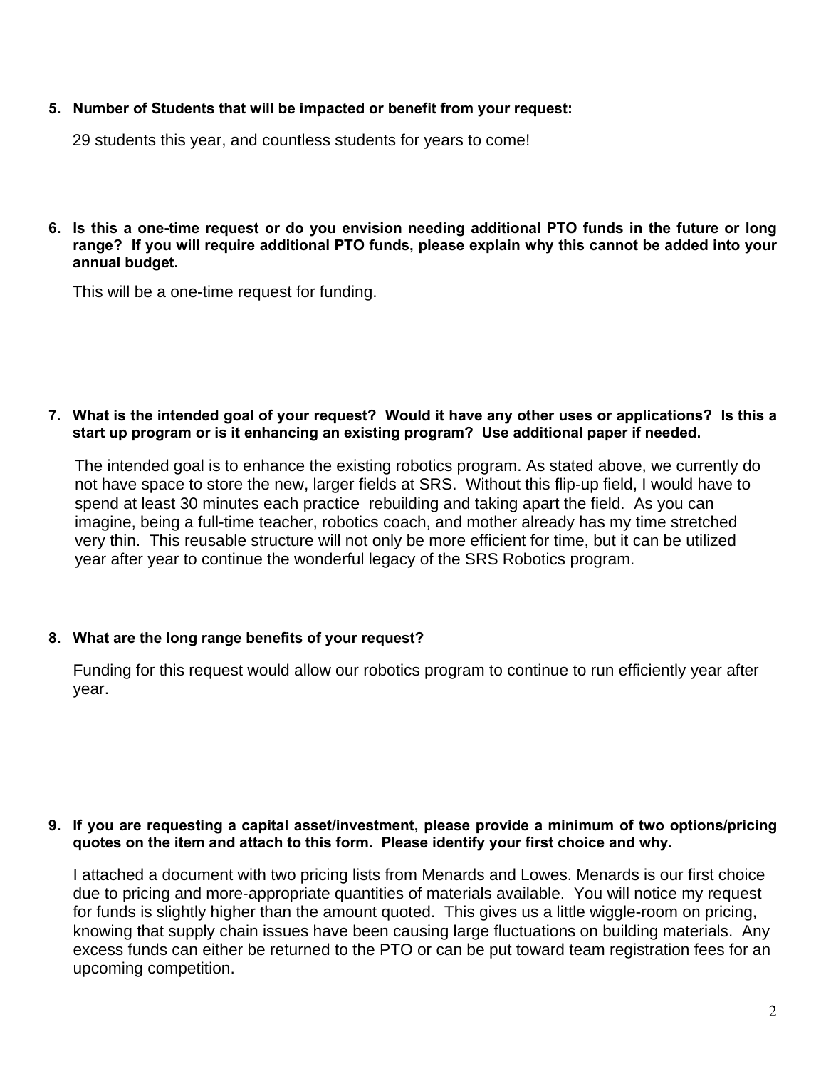5. **Number of Students that will be impacted or benefit from your request:**

   29 students this year, and countless students for years to come!

6. **Is this a one-time request or do you envision needing additional PTO funds in the future or long range? If you will require additional PTO funds, please explain why this cannot be added into your annual budget.**

   This will be a one-time request for funding.

7. **What is the intended goal of your request? Would it have any other uses or applications? Is this a start up program or is it enhancing an existing program? Use additional paper if needed.**

   The intended goal is to enhance the existing robotics program. As stated above, we currently do not have space to store the new, larger fields at SRS. Without this flip-up field, I would have to spend at least 30 minutes each practice rebuilding and taking apart the field. As you can imagine, being a full-time teacher, robotics coach, and mother already has my time stretched very thin. This reusable structure will not only be more efficient for time, but it can be utilized year after year to continue the wonderful legacy of the SRS Robotics program.

8. **What are the long range benefits of your request?**

   Funding for this request would allow our robotics program to continue to run efficiently year after year.

9. **If you are requesting a capital asset/investment, please provide a minimum of two options/pricing quotes on the item and attach to this form. Please identify your first choice and why.**

   I attached a document with two pricing lists from Menards and Lowes. Menards is our first choice due to pricing and more-appropriate quantities of materials available. You will notice my request for funds is slightly higher than the amount quoted. This gives us a little wiggle-room on pricing, knowing that supply chain issues have been causing large fluctuations on building materials. Any excess funds can either be returned to the PTO or can be put toward team registration fees for an upcoming competition.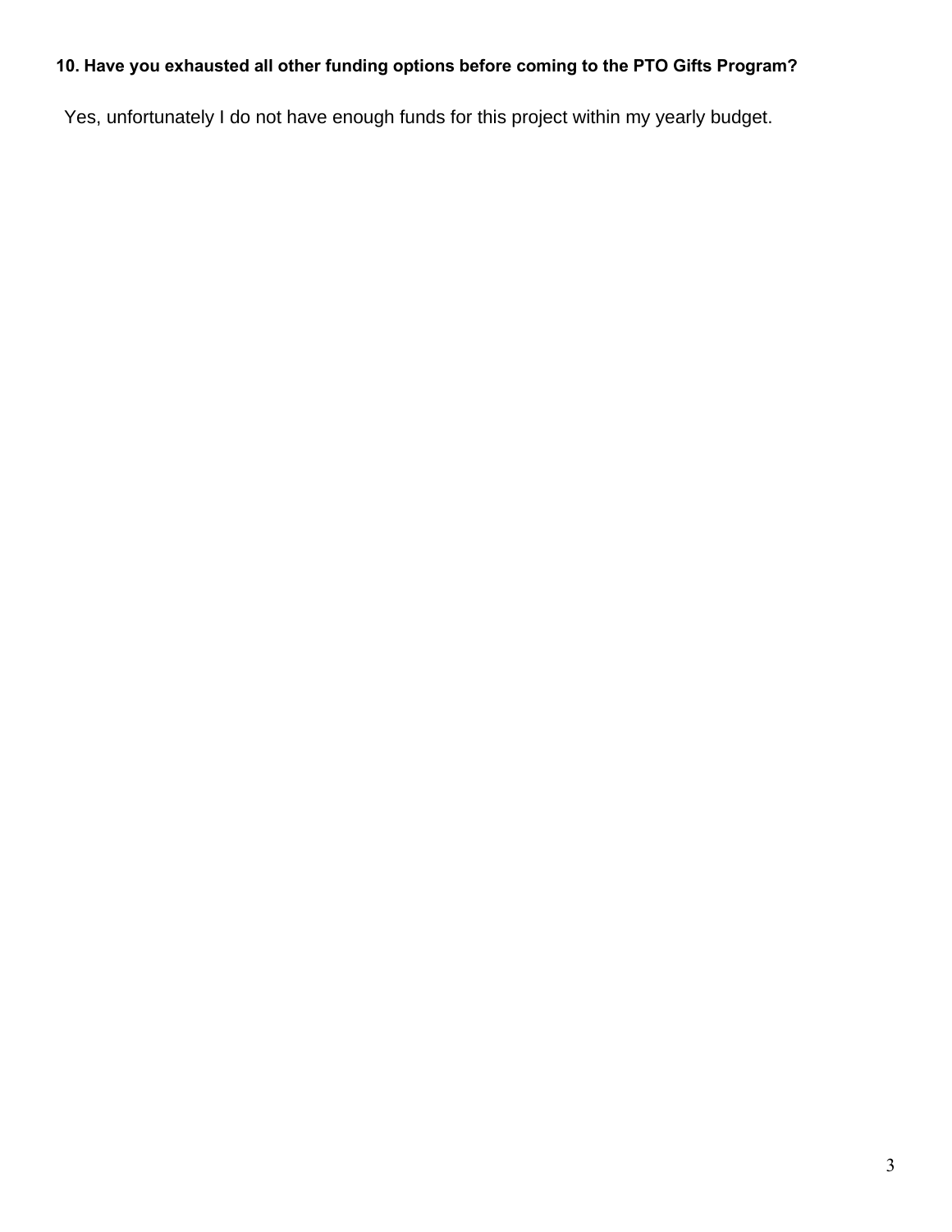**10. Have you exhausted all other funding options before coming to the PTO Gifts Program?**

Yes, unfortunately I do not have enough funds for this project within my yearly budget.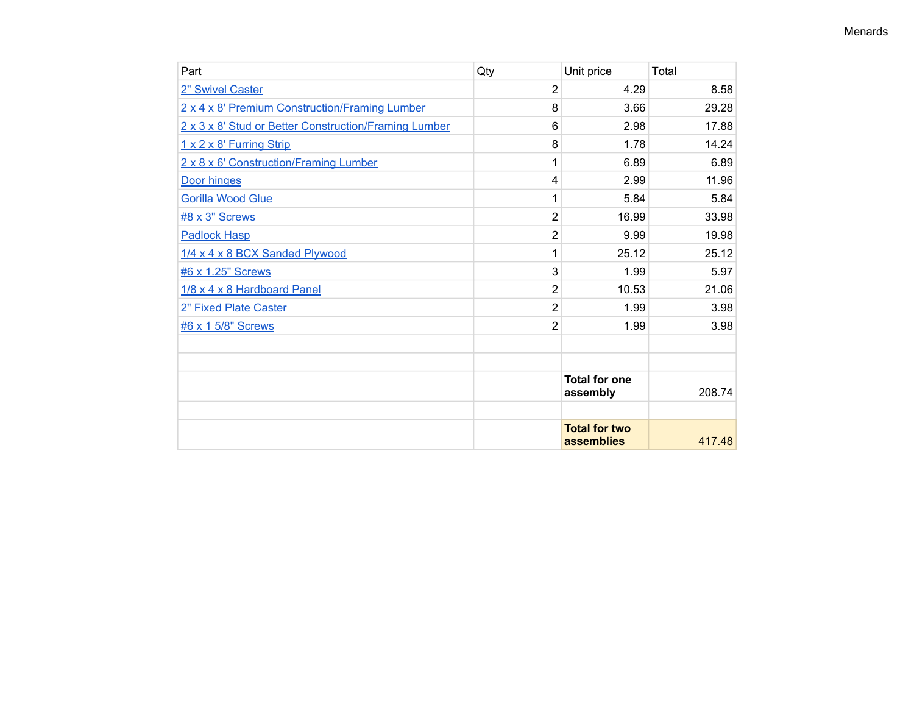Menards

| Part | Qty | Unit price | Total |
|---|---|---|---|
| 2" Swivel Caster | 2 | 4.29 | 8.58 |
| 2 x 4 x 8' Premium Construction/Framing Lumber | 8 | 3.66 | 29.28 |
| 2 x 3 x 8' Stud or Better Construction/Framing Lumber | 6 | 2.98 | 17.88 |
| 1 x 2 x 8' Furring Strip | 8 | 1.78 | 14.24 |
| 2 x 8 x 6' Construction/Framing Lumber | 1 | 6.89 | 6.89 |
| Door hinges | 4 | 2.99 | 11.96 |
| Gorilla Wood Glue | 1 | 5.84 | 5.84 |
| #8 x 3" Screws | 2 | 16.99 | 33.98 |
| Padlock Hasp | 2 | 9.99 | 19.98 |
| 1/4 x 4 x 8 BCX Sanded Plywood | 1 | 25.12 | 25.12 |
| #6 x 1.25" Screws | 3 | 1.99 | 5.97 |
| 1/8 x 4 x 8 Hardboard Panel | 2 | 10.53 | 21.06 |
| 2" Fixed Plate Caster | 2 | 1.99 | 3.98 |
| #6 x 1 5/8" Screws | 2 | 1.99 | 3.98 |
| | | | |
| | | | |
| | | **Total for one assembly** | 208.74 |
| | | | |
| | | **Total for two assemblies** | 417.48 |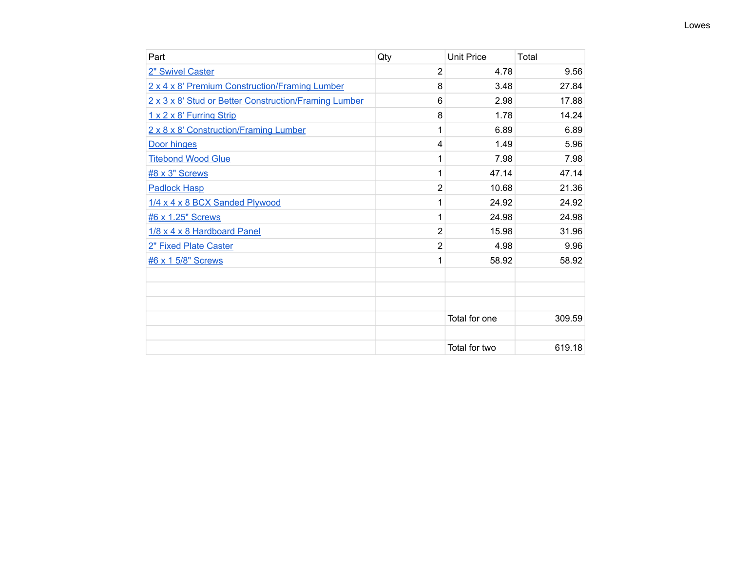Lowes

| Part | Qty | Unit Price | Total |
|---|---|---|---|
| 2" Swivel Caster | 2 | 4.78 | 9.56 |
| 2 x 4 x 8' Premium Construction/Framing Lumber | 8 | 3.48 | 27.84 |
| 2 x 3 x 8' Stud or Better Construction/Framing Lumber | 6 | 2.98 | 17.88 |
| 1 x 2 x 8' Furring Strip | 8 | 1.78 | 14.24 |
| 2 x 8 x 8' Construction/Framing Lumber | 1 | 6.89 | 6.89 |
| Door hinges | 4 | 1.49 | 5.96 |
| Titebond Wood Glue | 1 | 7.98 | 7.98 |
| #8 x 3" Screws | 1 | 47.14 | 47.14 |
| Padlock Hasp | 2 | 10.68 | 21.36 |
| 1/4 x 4 x 8 BCX Sanded Plywood | 1 | 24.92 | 24.92 |
| #6 x 1.25" Screws | 1 | 24.98 | 24.98 |
| 1/8 x 4 x 8 Hardboard Panel | 2 | 15.98 | 31.96 |
| 2" Fixed Plate Caster | 2 | 4.98 | 9.96 |
| #6 x 1 5/8" Screws | 1 | 58.92 | 58.92 |
| | | | |
| | | | |
| | | | |
| | | Total for one | 309.59 |
| | | | |
| | | Total for two | 619.18 |